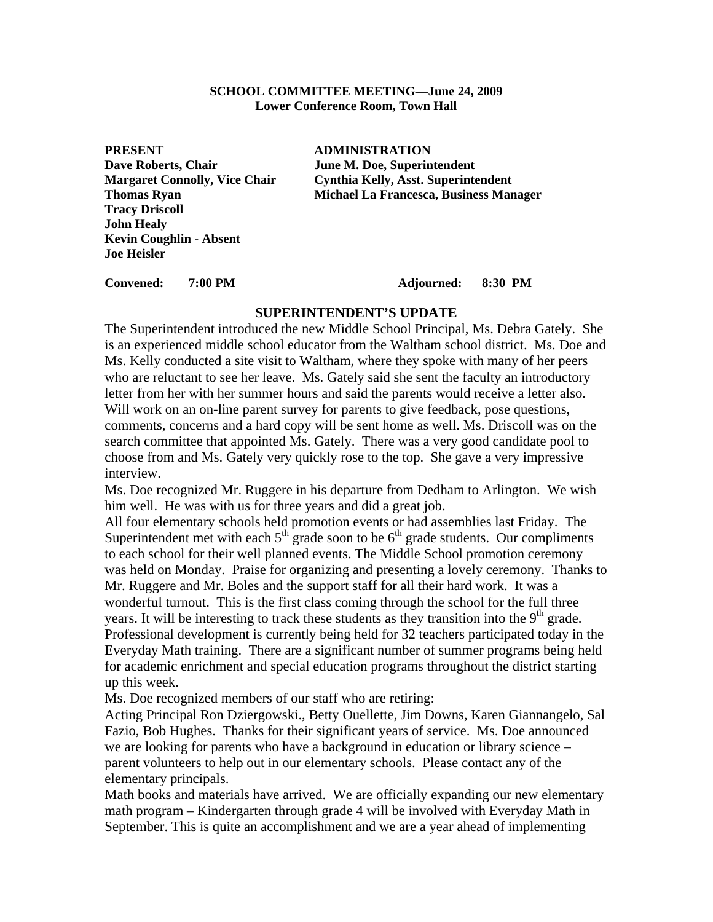**SCHOOL COMMITTEE MEETING—June 24, 2009**
**Lower Conference Room, Town Hall**

| PRESENT | ADMINISTRATION |
|---|---|
| Dave Roberts, Chair | June M. Doe, Superintendent |
| Margaret Connolly, Vice Chair | Cynthia Kelly, Asst. Superintendent |
| Thomas Ryan | Michael La Francesca, Business Manager |
| Tracy Driscoll | |
| John Healy | |
| Kevin Coughlin - Absent | |
| Joe Heisler | |

**Convened: 7:00 PM** **Adjourned: 8:30 PM**

## SUPERINTENDENT'S UPDATE

The Superintendent introduced the new Middle School Principal, Ms. Debra Gately. She is an experienced middle school educator from the Waltham school district. Ms. Doe and Ms. Kelly conducted a site visit to Waltham, where they spoke with many of her peers who are reluctant to see her leave. Ms. Gately said she sent the faculty an introductory letter from her with her summer hours and said the parents would receive a letter also. Will work on an on-line parent survey for parents to give feedback, pose questions, comments, concerns and a hard copy will be sent home as well. Ms. Driscoll was on the search committee that appointed Ms. Gately. There was a very good candidate pool to choose from and Ms. Gately very quickly rose to the top. She gave a very impressive interview.

Ms. Doe recognized Mr. Ruggere in his departure from Dedham to Arlington. We wish him well. He was with us for three years and did a great job.

All four elementary schools held promotion events or had assemblies last Friday. The Superintendent met with each 5th grade soon to be 6th grade students. Our compliments to each school for their well planned events. The Middle School promotion ceremony was held on Monday. Praise for organizing and presenting a lovely ceremony. Thanks to Mr. Ruggere and Mr. Boles and the support staff for all their hard work. It was a wonderful turnout. This is the first class coming through the school for the full three years. It will be interesting to track these students as they transition into the 9th grade. Professional development is currently being held for 32 teachers participated today in the Everyday Math training. There are a significant number of summer programs being held for academic enrichment and special education programs throughout the district starting up this week.

Ms. Doe recognized members of our staff who are retiring:

Acting Principal Ron Dziergowski., Betty Ouellette, Jim Downs, Karen Giannangelo, Sal Fazio, Bob Hughes. Thanks for their significant years of service. Ms. Doe announced we are looking for parents who have a background in education or library science – parent volunteers to help out in our elementary schools. Please contact any of the elementary principals.

Math books and materials have arrived. We are officially expanding our new elementary math program – Kindergarten through grade 4 will be involved with Everyday Math in September. This is quite an accomplishment and we are a year ahead of implementing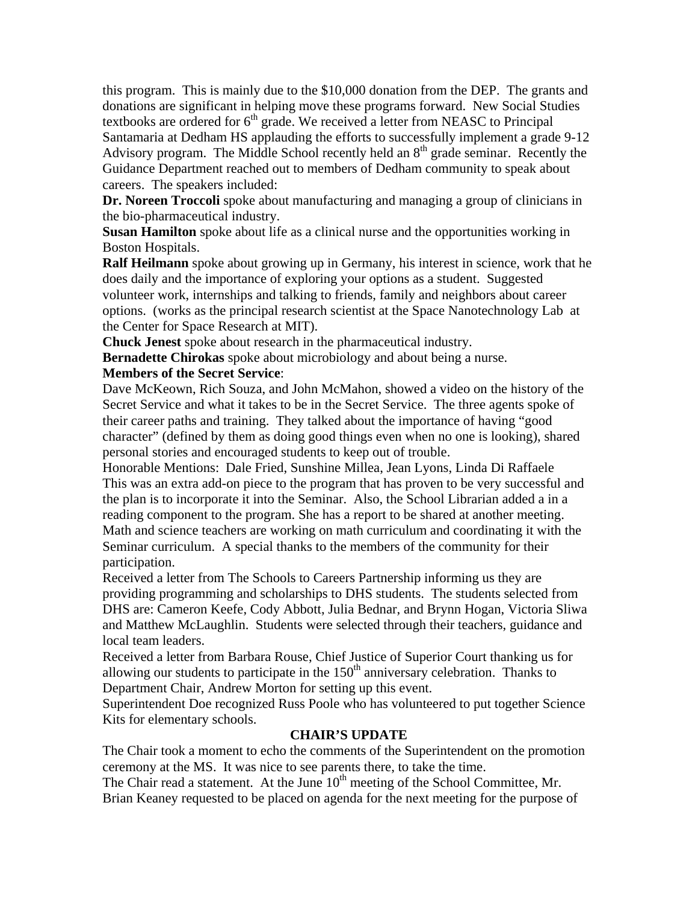this program. This is mainly due to the $10,000 donation from the DEP. The grants and donations are significant in helping move these programs forward. New Social Studies textbooks are ordered for 6th grade. We received a letter from NEASC to Principal Santamaria at Dedham HS applauding the efforts to successfully implement a grade 9-12 Advisory program. The Middle School recently held an 8th grade seminar. Recently the Guidance Department reached out to members of Dedham community to speak about careers. The speakers included:

**Dr. Noreen Troccoli** spoke about manufacturing and managing a group of clinicians in the bio-pharmaceutical industry.

**Susan Hamilton** spoke about life as a clinical nurse and the opportunities working in Boston Hospitals.

**Ralf Heilmann** spoke about growing up in Germany, his interest in science, work that he does daily and the importance of exploring your options as a student. Suggested volunteer work, internships and talking to friends, family and neighbors about career options. (works as the principal research scientist at the Space Nanotechnology Lab at the Center for Space Research at MIT).

**Chuck Jenest** spoke about research in the pharmaceutical industry.

**Bernadette Chirokas** spoke about microbiology and about being a nurse.

**Members of the Secret Service**:

Dave McKeown, Rich Souza, and John McMahon, showed a video on the history of the Secret Service and what it takes to be in the Secret Service. The three agents spoke of their career paths and training. They talked about the importance of having "good character" (defined by them as doing good things even when no one is looking), shared personal stories and encouraged students to keep out of trouble.

Honorable Mentions: Dale Fried, Sunshine Millea, Jean Lyons, Linda Di Raffaele

This was an extra add-on piece to the program that has proven to be very successful and the plan is to incorporate it into the Seminar. Also, the School Librarian added a in a reading component to the program. She has a report to be shared at another meeting. Math and science teachers are working on math curriculum and coordinating it with the Seminar curriculum. A special thanks to the members of the community for their participation.

Received a letter from The Schools to Careers Partnership informing us they are providing programming and scholarships to DHS students. The students selected from DHS are: Cameron Keefe, Cody Abbott, Julia Bednar, and Brynn Hogan, Victoria Sliwa and Matthew McLaughlin. Students were selected through their teachers, guidance and local team leaders.

Received a letter from Barbara Rouse, Chief Justice of Superior Court thanking us for allowing our students to participate in the 150th anniversary celebration. Thanks to Department Chair, Andrew Morton for setting up this event.

Superintendent Doe recognized Russ Poole who has volunteered to put together Science Kits for elementary schools.

## CHAIR'S UPDATE

The Chair took a moment to echo the comments of the Superintendent on the promotion ceremony at the MS. It was nice to see parents there, to take the time.

The Chair read a statement. At the June 10th meeting of the School Committee, Mr. Brian Keaney requested to be placed on agenda for the next meeting for the purpose of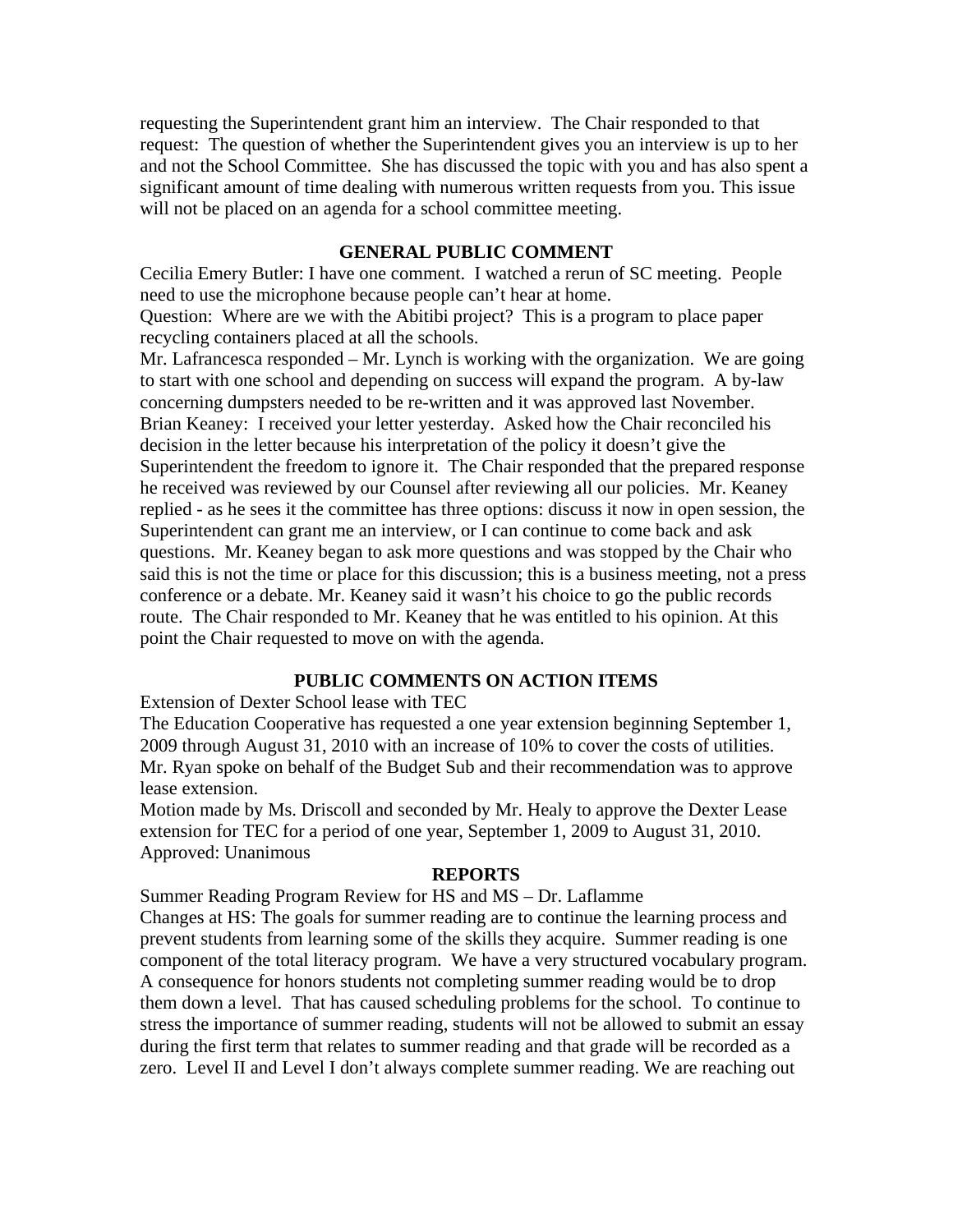requesting the Superintendent grant him an interview. The Chair responded to that request: The question of whether the Superintendent gives you an interview is up to her and not the School Committee. She has discussed the topic with you and has also spent a significant amount of time dealing with numerous written requests from you. This issue will not be placed on an agenda for a school committee meeting.

## GENERAL PUBLIC COMMENT

Cecilia Emery Butler: I have one comment. I watched a rerun of SC meeting. People need to use the microphone because people can't hear at home.
Question: Where are we with the Abitibi project? This is a program to place paper recycling containers placed at all the schools.
Mr. Lafrancesca responded – Mr. Lynch is working with the organization. We are going to start with one school and depending on success will expand the program. A by-law concerning dumpsters needed to be re-written and it was approved last November.
Brian Keaney: I received your letter yesterday. Asked how the Chair reconciled his decision in the letter because his interpretation of the policy it doesn't give the Superintendent the freedom to ignore it. The Chair responded that the prepared response he received was reviewed by our Counsel after reviewing all our policies. Mr. Keaney replied - as he sees it the committee has three options: discuss it now in open session, the Superintendent can grant me an interview, or I can continue to come back and ask questions. Mr. Keaney began to ask more questions and was stopped by the Chair who said this is not the time or place for this discussion; this is a business meeting, not a press conference or a debate. Mr. Keaney said it wasn't his choice to go the public records route. The Chair responded to Mr. Keaney that he was entitled to his opinion. At this point the Chair requested to move on with the agenda.

## PUBLIC COMMENTS ON ACTION ITEMS

Extension of Dexter School lease with TEC
The Education Cooperative has requested a one year extension beginning September 1, 2009 through August 31, 2010 with an increase of 10% to cover the costs of utilities. Mr. Ryan spoke on behalf of the Budget Sub and their recommendation was to approve lease extension.
Motion made by Ms. Driscoll and seconded by Mr. Healy to approve the Dexter Lease extension for TEC for a period of one year, September 1, 2009 to August 31, 2010.
Approved: Unanimous

## REPORTS

Summer Reading Program Review for HS and MS – Dr. Laflamme
Changes at HS: The goals for summer reading are to continue the learning process and prevent students from learning some of the skills they acquire. Summer reading is one component of the total literacy program. We have a very structured vocabulary program. A consequence for honors students not completing summer reading would be to drop them down a level. That has caused scheduling problems for the school. To continue to stress the importance of summer reading, students will not be allowed to submit an essay during the first term that relates to summer reading and that grade will be recorded as a zero. Level II and Level I don't always complete summer reading. We are reaching out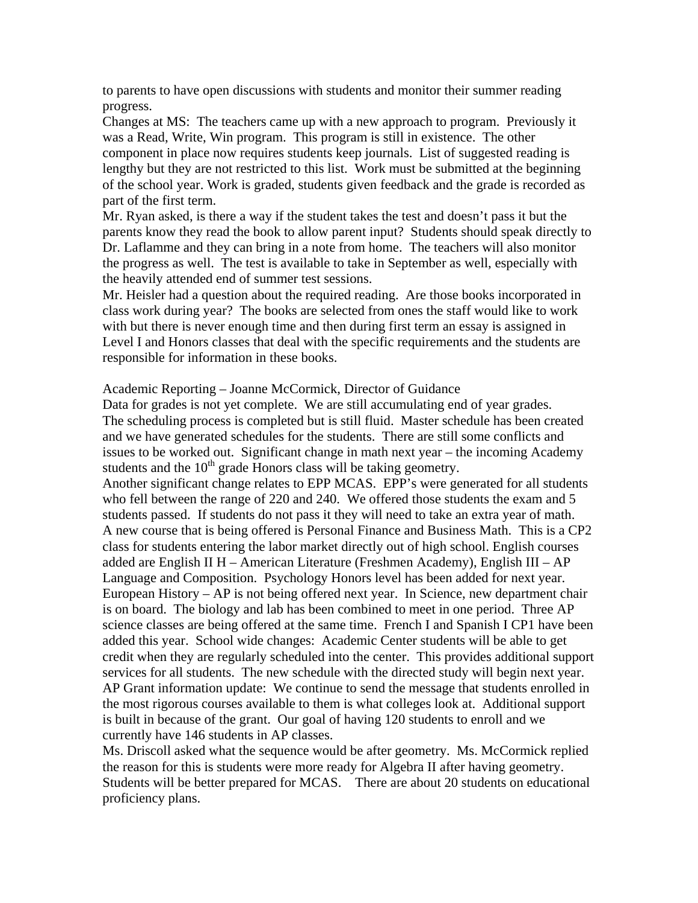to parents to have open discussions with students and monitor their summer reading progress.

Changes at MS: The teachers came up with a new approach to program. Previously it was a Read, Write, Win program. This program is still in existence. The other component in place now requires students keep journals. List of suggested reading is lengthy but they are not restricted to this list. Work must be submitted at the beginning of the school year. Work is graded, students given feedback and the grade is recorded as part of the first term.

Mr. Ryan asked, is there a way if the student takes the test and doesn't pass it but the parents know they read the book to allow parent input? Students should speak directly to Dr. Laflamme and they can bring in a note from home. The teachers will also monitor the progress as well. The test is available to take in September as well, especially with the heavily attended end of summer test sessions.

Mr. Heisler had a question about the required reading. Are those books incorporated in class work during year? The books are selected from ones the staff would like to work with but there is never enough time and then during first term an essay is assigned in Level I and Honors classes that deal with the specific requirements and the students are responsible for information in these books.

Academic Reporting – Joanne McCormick, Director of Guidance

Data for grades is not yet complete. We are still accumulating end of year grades. The scheduling process is completed but is still fluid. Master schedule has been created and we have generated schedules for the students. There are still some conflicts and issues to be worked out. Significant change in math next year – the incoming Academy students and the 10th grade Honors class will be taking geometry.

Another significant change relates to EPP MCAS. EPP's were generated for all students who fell between the range of 220 and 240. We offered those students the exam and 5 students passed. If students do not pass it they will need to take an extra year of math. A new course that is being offered is Personal Finance and Business Math. This is a CP2 class for students entering the labor market directly out of high school. English courses added are English II H – American Literature (Freshmen Academy), English III – AP Language and Composition. Psychology Honors level has been added for next year. European History – AP is not being offered next year. In Science, new department chair is on board. The biology and lab has been combined to meet in one period. Three AP science classes are being offered at the same time. French I and Spanish I CP1 have been added this year. School wide changes: Academic Center students will be able to get credit when they are regularly scheduled into the center. This provides additional support services for all students. The new schedule with the directed study will begin next year. AP Grant information update: We continue to send the message that students enrolled in the most rigorous courses available to them is what colleges look at. Additional support is built in because of the grant. Our goal of having 120 students to enroll and we currently have 146 students in AP classes.

Ms. Driscoll asked what the sequence would be after geometry. Ms. McCormick replied the reason for this is students were more ready for Algebra II after having geometry. Students will be better prepared for MCAS. There are about 20 students on educational proficiency plans.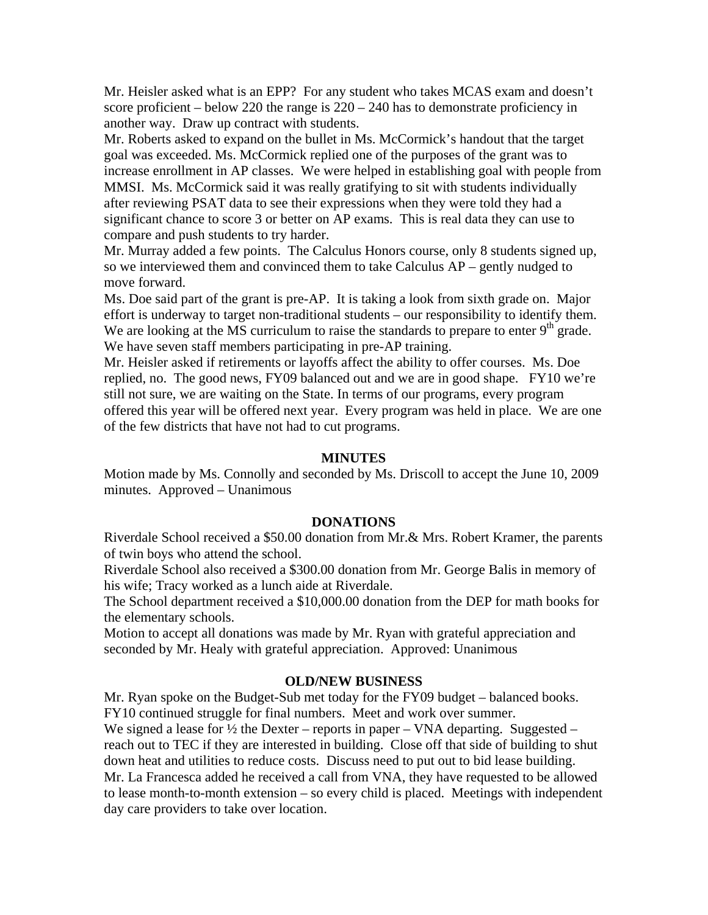Mr. Heisler asked what is an EPP? For any student who takes MCAS exam and doesn't score proficient – below 220 the range is 220 – 240 has to demonstrate proficiency in another way. Draw up contract with students.

Mr. Roberts asked to expand on the bullet in Ms. McCormick's handout that the target goal was exceeded. Ms. McCormick replied one of the purposes of the grant was to increase enrollment in AP classes. We were helped in establishing goal with people from MMSI. Ms. McCormick said it was really gratifying to sit with students individually after reviewing PSAT data to see their expressions when they were told they had a significant chance to score 3 or better on AP exams. This is real data they can use to compare and push students to try harder.

Mr. Murray added a few points. The Calculus Honors course, only 8 students signed up, so we interviewed them and convinced them to take Calculus AP – gently nudged to move forward.

Ms. Doe said part of the grant is pre-AP. It is taking a look from sixth grade on. Major effort is underway to target non-traditional students – our responsibility to identify them. We are looking at the MS curriculum to raise the standards to prepare to enter 9th grade. We have seven staff members participating in pre-AP training.

Mr. Heisler asked if retirements or layoffs affect the ability to offer courses. Ms. Doe replied, no. The good news, FY09 balanced out and we are in good shape. FY10 we're still not sure, we are waiting on the State. In terms of our programs, every program offered this year will be offered next year. Every program was held in place. We are one of the few districts that have not had to cut programs.

## MINUTES

Motion made by Ms. Connolly and seconded by Ms. Driscoll to accept the June 10, 2009 minutes. Approved – Unanimous

## DONATIONS

Riverdale School received a $50.00 donation from Mr.& Mrs. Robert Kramer, the parents of twin boys who attend the school.

Riverdale School also received a $300.00 donation from Mr. George Balis in memory of his wife; Tracy worked as a lunch aide at Riverdale.

The School department received a $10,000.00 donation from the DEP for math books for the elementary schools.

Motion to accept all donations was made by Mr. Ryan with grateful appreciation and seconded by Mr. Healy with grateful appreciation. Approved: Unanimous

## OLD/NEW BUSINESS

Mr. Ryan spoke on the Budget-Sub met today for the FY09 budget – balanced books. FY10 continued struggle for final numbers. Meet and work over summer.

We signed a lease for ½ the Dexter – reports in paper – VNA departing. Suggested – reach out to TEC if they are interested in building. Close off that side of building to shut down heat and utilities to reduce costs. Discuss need to put out to bid lease building.

Mr. La Francesca added he received a call from VNA, they have requested to be allowed to lease month-to-month extension – so every child is placed. Meetings with independent day care providers to take over location.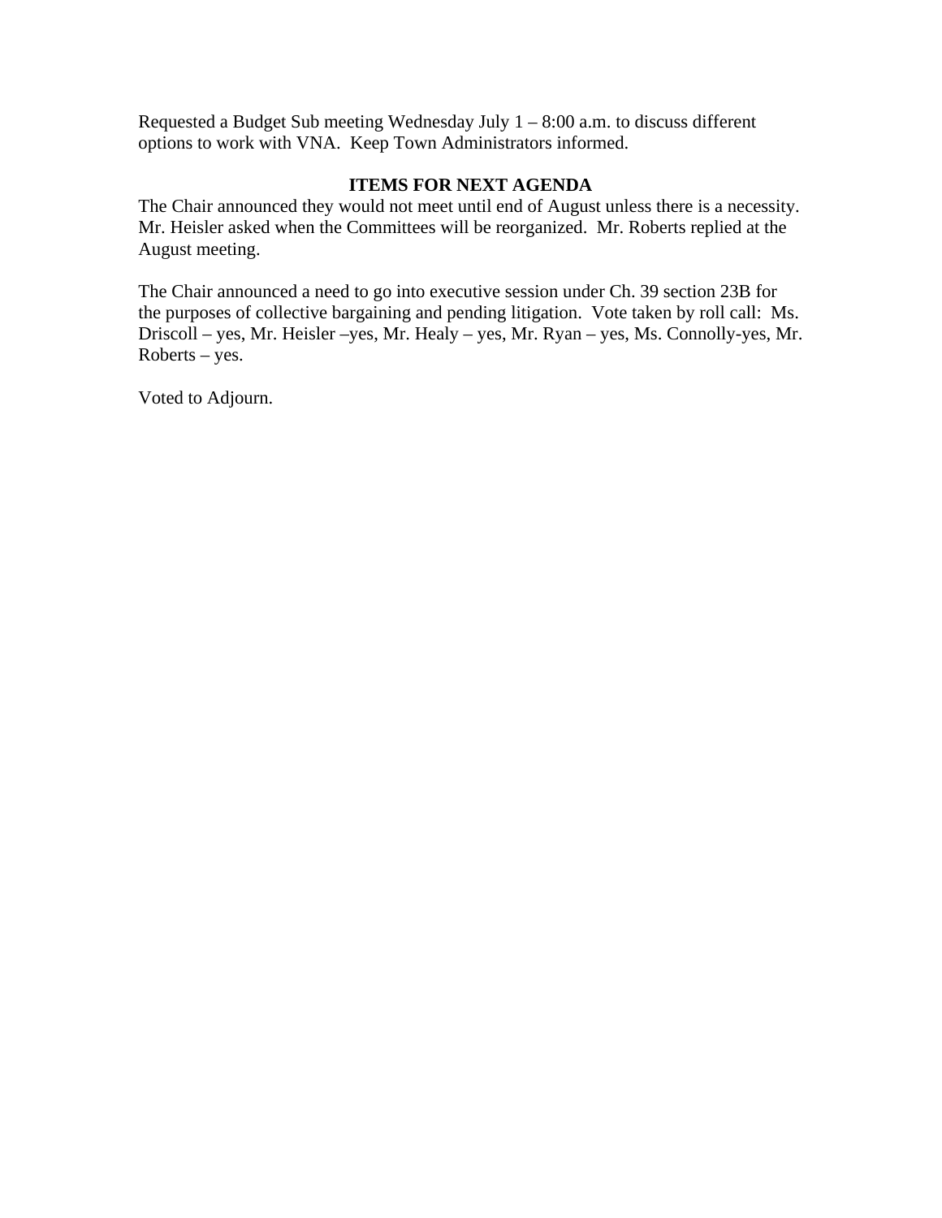Requested a Budget Sub meeting Wednesday July 1 – 8:00 a.m. to discuss different options to work with VNA. Keep Town Administrators informed.

## ITEMS FOR NEXT AGENDA

The Chair announced they would not meet until end of August unless there is a necessity. Mr. Heisler asked when the Committees will be reorganized. Mr. Roberts replied at the August meeting.

The Chair announced a need to go into executive session under Ch. 39 section 23B for the purposes of collective bargaining and pending litigation. Vote taken by roll call: Ms. Driscoll – yes, Mr. Heisler –yes, Mr. Healy – yes, Mr. Ryan – yes, Ms. Connolly-yes, Mr. Roberts – yes.

Voted to Adjourn.